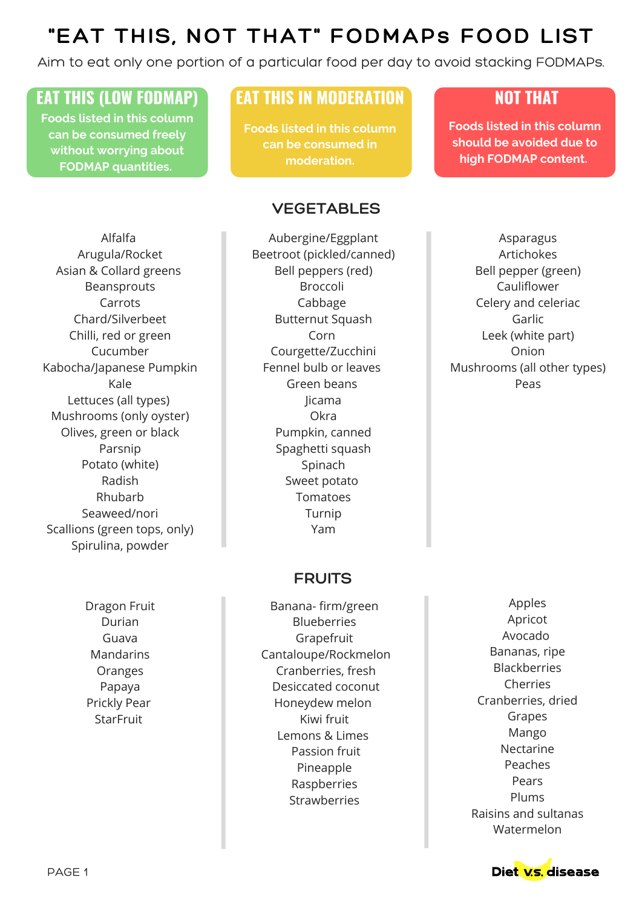# "EAT THIS, NOT THAT" FODMAPs FOOD LIST

Aim to eat only one portion of a particular food per day to avoid stacking FODMAPs.

| EAT THIS (LOW FODMAP) | EAT THIS IN MODERATION | NOT THAT |
|---|---|---|
| Foods listed in this column can be consumed freely without worrying about FODMAP quantities. | Foods listed in this column can be consumed in moderation. | Foods listed in this column should be avoided due to high FODMAP content. |

## VEGETABLES

| EAT THIS (LOW FODMAP) | EAT THIS IN MODERATION | NOT THAT |
|---|---|---|
| Alfalfa | Aubergine/Eggplant | Asparagus |
| Arugula/Rocket | Beetroot (pickled/canned) | Artichokes |
| Asian & Collard greens | Bell peppers (red) | Bell pepper (green) |
| Beansprouts | Broccoli | Cauliflower |
| Carrots | Cabbage | Celery and celeriac |
| Chard/Silverbeet | Butternut Squash | Garlic |
| Chilli, red or green | Corn | Leek (white part) |
| Cucumber | Courgette/Zucchini | Onion |
| Kabocha/Japanese Pumpkin | Fennel bulb or leaves | Mushrooms (all other types) |
| Kale | Green beans | Peas |
| Lettuces (all types) | Jicama | |
| Mushrooms (only oyster) | Okra | |
| Olives, green or black | Pumpkin, canned | |
| Parsnip | Spaghetti squash | |
| Potato (white) | Spinach | |
| Radish | Sweet potato | |
| Rhubarb | Tomatoes | |
| Seaweed/nori | Turnip | |
| Scallions (green tops, only) | Yam | |
| Spirulina, powder | | |

## FRUITS

| EAT THIS (LOW FODMAP) | EAT THIS IN MODERATION | NOT THAT |
|---|---|---|
| Dragon Fruit | Banana- firm/green | Apples |
| Durian | Blueberries | Apricot |
| Guava | Grapefruit | Avocado |
| Mandarins | Cantaloupe/Rockmelon | Bananas, ripe |
| Oranges | Cranberries, fresh | Blackberries |
| Papaya | Desiccated coconut | Cherries |
| Prickly Pear | Honeydew melon | Cranberries, dried |
| StarFruit | Kiwi fruit | Grapes |
| | Lemons & Limes | Mango |
| | Passion fruit | Nectarine |
| | Pineapple | Peaches |
| | Raspberries | Pears |
| | Strawberries | Plums |
| | | Raisins and sultanas |
| | | Watermelon |

Diet vs disease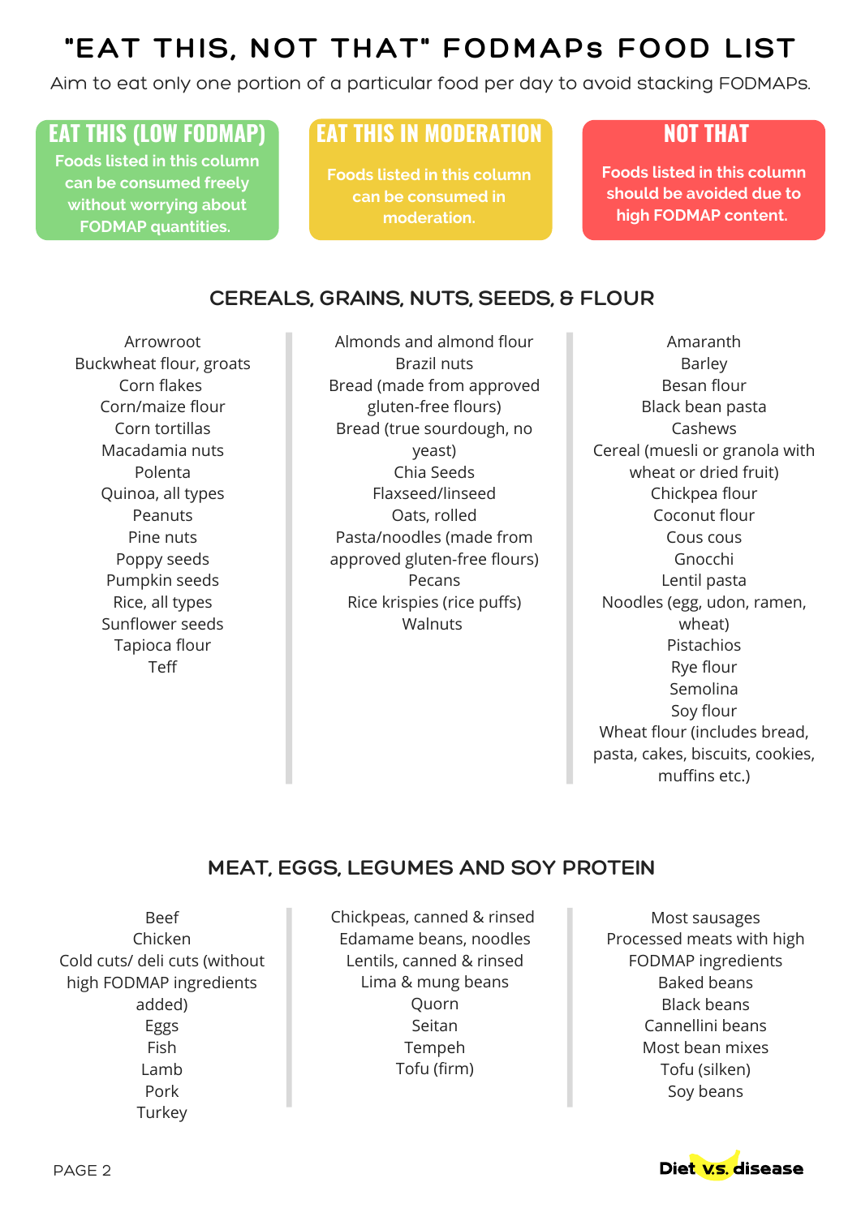# "EAT THIS, NOT THAT" FODMAPs FOOD LIST

Aim to eat only one portion of a particular food per day to avoid stacking FODMAPs.

| EAT THIS (LOW FODMAP) | EAT THIS IN MODERATION | NOT THAT |
| --- | --- | --- |
| Foods listed in this column can be consumed freely without worrying about FODMAP quantities. | Foods listed in this column can be consumed in moderation. | Foods listed in this column should be avoided due to high FODMAP content. |

## CEREALS, GRAINS, NUTS, SEEDS, & FLOUR

| Eat This (Low FODMAP) | Eat This in Moderation | Not That |
| --- | --- | --- |
| Arrowroot | Almonds and almond flour | Amaranth |
| Buckwheat flour, groats | Brazil nuts | Barley |
| Corn flakes | Bread (made from approved gluten-free flours) | Besan flour |
| Corn/maize flour | Bread (true sourdough, no yeast) | Black bean pasta |
| Corn tortillas | Chia Seeds | Cashews |
| Macadamia nuts | Flaxseed/linseed | Cereal (muesli or granola with wheat or dried fruit) |
| Polenta | Oats, rolled | Chickpea flour |
| Quinoa, all types | Pasta/noodles (made from approved gluten-free flours) | Coconut flour |
| Peanuts | Pecans | Cous cous |
| Pine nuts | Rice krispies (rice puffs) | Gnocchi |
| Poppy seeds | Walnuts | Lentil pasta |
| Pumpkin seeds | | Noodles (egg, udon, ramen, wheat) |
| Rice, all types | | Pistachios |
| Sunflower seeds | | Rye flour |
| Tapioca flour | | Semolina |
| Teff | | Soy flour |
| | | Wheat flour (includes bread, pasta, cakes, biscuits, cookies, muffins etc.) |

## MEAT, EGGS, LEGUMES AND SOY PROTEIN

| Eat This (Low FODMAP) | Eat This in Moderation | Not That |
| --- | --- | --- |
| Beef | Chickpeas, canned & rinsed | Most sausages |
| Chicken | Edamame beans, noodles | Processed meats with high FODMAP ingredients |
| Cold cuts/ deli cuts (without high FODMAP ingredients added) | Lentils, canned & rinsed | Baked beans |
| Eggs | Lima & mung beans | Black beans |
| Fish | Quorn | Cannellini beans |
| Lamb | Seitan | Most bean mixes |
| Pork | Tempeh | Tofu (silken) |
| Turkey | Tofu (firm) | Soy beans |

Diet vs. disease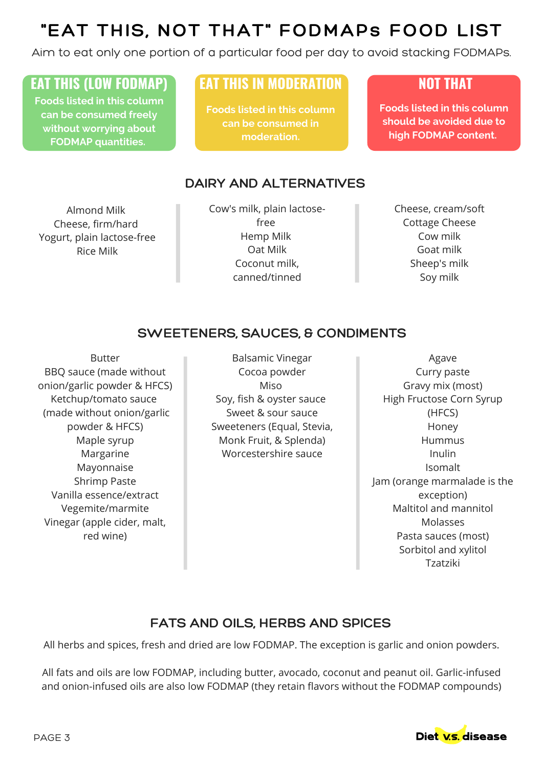# "EAT THIS, NOT THAT" FODMAPs FOOD LIST

Aim to eat only one portion of a particular food per day to avoid stacking FODMAPs.

| EAT THIS (LOW FODMAP) | EAT THIS IN MODERATION | NOT THAT |
|---|---|---|
| Foods listed in this column can be consumed freely without worrying about FODMAP quantities. | Foods listed in this column can be consumed in moderation. | Foods listed in this column should be avoided due to high FODMAP content. |

## DAIRY AND ALTERNATIVES

| EAT THIS (LOW FODMAP) | EAT THIS IN MODERATION | NOT THAT |
|---|---|---|
| Almond Milk<br>Cheese, firm/hard<br>Yogurt, plain lactose-free<br>Rice Milk | Cow's milk, plain lactose-free<br>Hemp Milk<br>Oat Milk<br>Coconut milk, canned/tinned | Cheese, cream/soft<br>Cottage Cheese<br>Cow milk<br>Goat milk<br>Sheep's milk<br>Soy milk |

## SWEETENERS, SAUCES, & CONDIMENTS

| EAT THIS (LOW FODMAP) | EAT THIS IN MODERATION | NOT THAT |
|---|---|---|
| Butter<br>BBQ sauce (made without onion/garlic powder & HFCS)<br>Ketchup/tomato sauce (made without onion/garlic powder & HFCS)<br>Maple syrup<br>Margarine<br>Mayonnaise<br>Shrimp Paste<br>Vanilla essence/extract<br>Vegemite/marmite<br>Vinegar (apple cider, malt, red wine) | Balsamic Vinegar<br>Cocoa powder<br>Miso<br>Soy, fish & oyster sauce<br>Sweet & sour sauce<br>Sweeteners (Equal, Stevia, Monk Fruit, & Splenda)<br>Worcestershire sauce | Agave<br>Curry paste<br>Gravy mix (most)<br>High Fructose Corn Syrup (HFCS)<br>Honey<br>Hummus<br>Inulin<br>Isomalt<br>Jam (orange marmalade is the exception)<br>Maltitol and mannitol<br>Molasses<br>Pasta sauces (most)<br>Sorbitol and xylitol<br>Tzatziki |

## FATS AND OILS, HERBS AND SPICES

All herbs and spices, fresh and dried are low FODMAP. The exception is garlic and onion powders.

All fats and oils are low FODMAP, including butter, avocado, coconut and peanut oil. Garlic-infused and onion-infused oils are also low FODMAP (they retain flavors without the FODMAP compounds)

Diet v.s. disease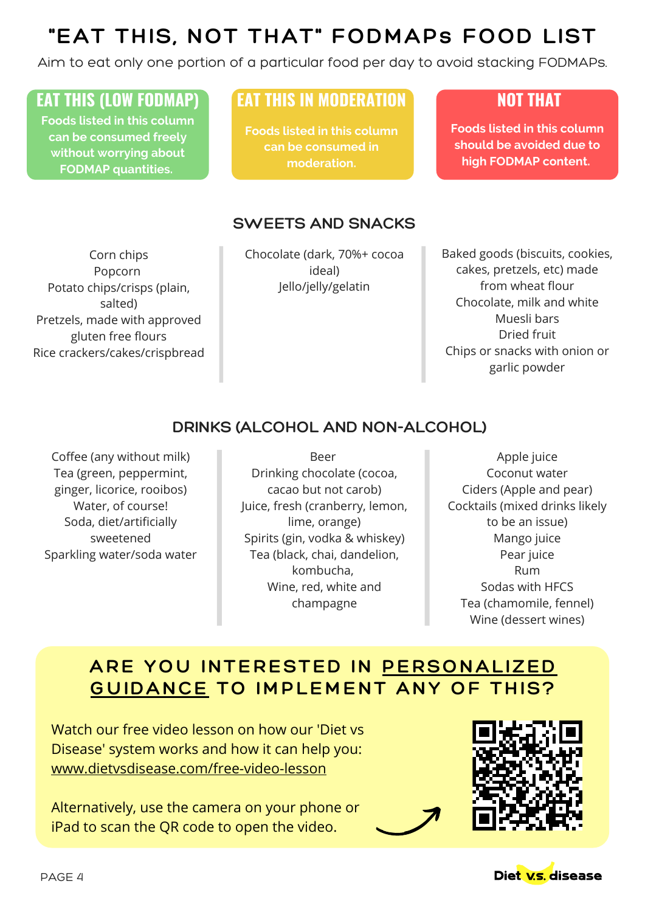# "EAT THIS, NOT THAT" FODMAPs FOOD LIST

Aim to eat only one portion of a particular food per day to avoid stacking FODMAPs.

| EAT THIS (LOW FODMAP) | EAT THIS IN MODERATION | NOT THAT |
|---|---|---|
| Foods listed in this column can be consumed freely without worrying about FODMAP quantities. | Foods listed in this column can be consumed in moderation. | Foods listed in this column should be avoided due to high FODMAP content. |

## SWEETS AND SNACKS

| EAT THIS (LOW FODMAP) | EAT THIS IN MODERATION | NOT THAT |
|---|---|---|
| Corn chips<br>Popcorn<br>Potato chips/crisps (plain, salted)<br>Pretzels, made with approved gluten free flours<br>Rice crackers/cakes/crispbread | Chocolate (dark, 70%+ cocoa ideal)<br>Jello/jelly/gelatin | Baked goods (biscuits, cookies, cakes, pretzels, etc) made from wheat flour<br>Chocolate, milk and white<br>Muesli bars<br>Dried fruit<br>Chips or snacks with onion or garlic powder |

## DRINKS (ALCOHOL AND NON-ALCOHOL)

| EAT THIS (LOW FODMAP) | EAT THIS IN MODERATION | NOT THAT |
|---|---|---|
| Coffee (any without milk)<br>Tea (green, peppermint, ginger, licorice, rooibos)<br>Water, of course!<br>Soda, diet/artificially sweetened<br>Sparkling water/soda water | Beer<br>Drinking chocolate (cocoa, cacao but not carob)<br>Juice, fresh (cranberry, lemon, lime, orange)<br>Spirits (gin, vodka & whiskey)<br>Tea (black, chai, dandelion, kombucha,<br>Wine, red, white and champagne | Apple juice<br>Coconut water<br>Ciders (Apple and pear)<br>Cocktails (mixed drinks likely to be an issue)<br>Mango juice<br>Pear juice<br>Rum<br>Sodas with HFCS<br>Tea (chamomile, fennel)<br>Wine (dessert wines) |

## ARE YOU INTERESTED IN PERSONALIZED GUIDANCE TO IMPLEMENT ANY OF THIS?

Watch our free video lesson on how our 'Diet vs Disease' system works and how it can help you: www.dietvsdisease.com/free-video-lesson

Alternatively, use the camera on your phone or iPad to scan the QR code to open the video.

Diet vs. disease